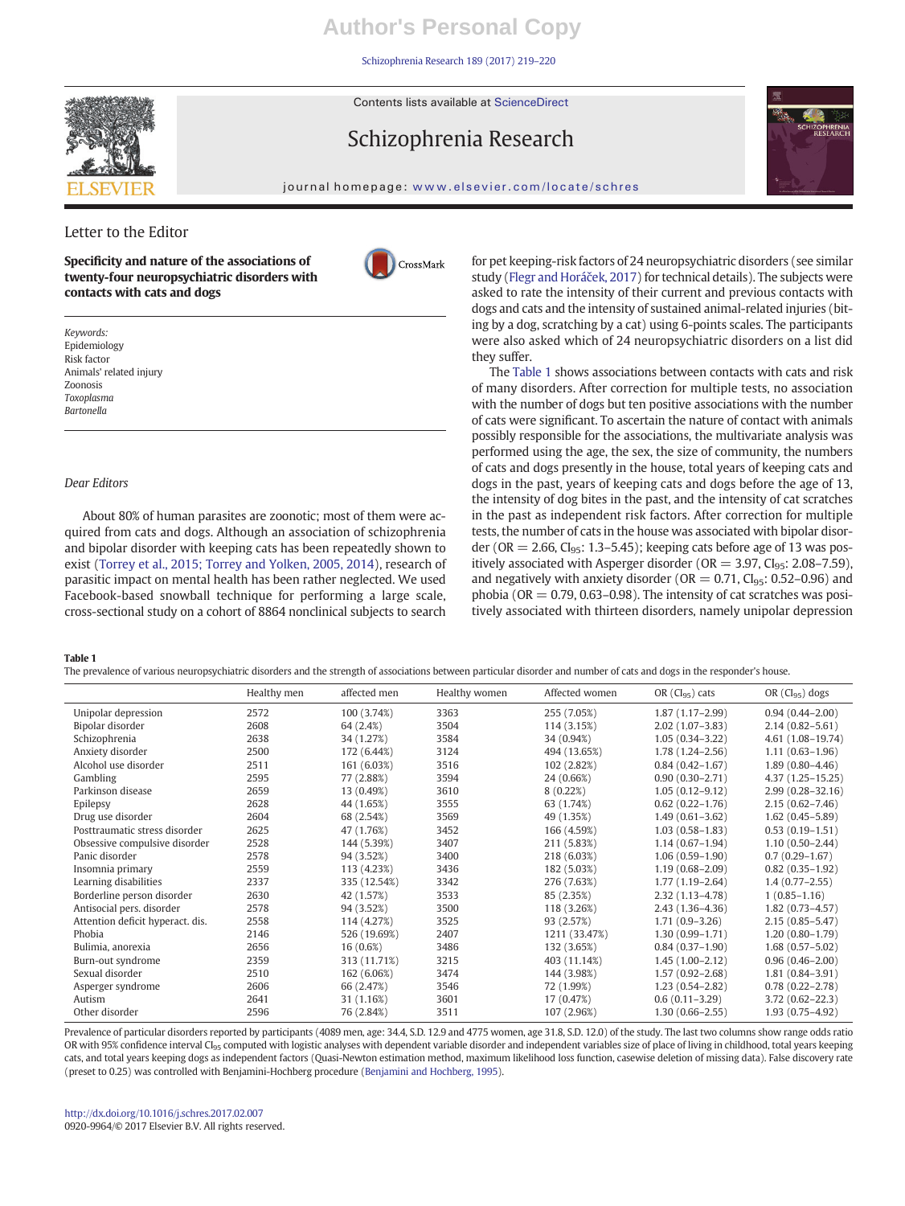Letter to the Editor

# Specificity and nature of the associations of twenty-four neuropsychiatric disorders with contacts with cats and dogs

*Keywords:*
Epidemiology
Risk factor
Animals' related injury
Zoonosis
*Toxoplasma*
*Bartonella*

*Dear Editors*

About 80% of human parasites are zoonotic; most of them were acquired from cats and dogs. Although an association of schizophrenia and bipolar disorder with keeping cats has been repeatedly shown to exist (Torrey et al., 2015; Torrey and Yolken, 2005, 2014), research of parasitic impact on mental health has been rather neglected. We used Facebook-based snowball technique for performing a large scale, cross-sectional study on a cohort of 8864 nonclinical subjects to search for pet keeping-risk factors of 24 neuropsychiatric disorders (see similar study (Flegr and Horáček, 2017) for technical details). The subjects were asked to rate the intensity of their current and previous contacts with dogs and cats and the intensity of sustained animal-related injuries (biting by a dog, scratching by a cat) using 6-points scales. The participants were also asked which of 24 neuropsychiatric disorders on a list did they suffer.

The Table 1 shows associations between contacts with cats and risk of many disorders. After correction for multiple tests, no association with the number of dogs but ten positive associations with the number of cats were significant. To ascertain the nature of contact with animals possibly responsible for the associations, the multivariate analysis was performed using the age, the sex, the size of community, the numbers of cats and dogs presently in the house, total years of keeping cats and dogs in the past, years of keeping cats and dogs before the age of 13, the intensity of dog bites in the past, and the intensity of cat scratches in the past as independent risk factors. After correction for multiple tests, the number of cats in the house was associated with bipolar disorder (OR = 2.66, $CI_{95}$: 1.3–5.45); keeping cats before age of 13 was positively associated with Asperger disorder (OR = 3.97, $CI_{95}$: 2.08–7.59), and negatively with anxiety disorder (OR = 0.71, $CI_{95}$: 0.52–0.96) and phobia (OR = 0.79, 0.63–0.98). The intensity of cat scratches was positively associated with thirteen disorders, namely unipolar depression

**Table 1**
The prevalence of various neuropsychiatric disorders and the strength of associations between particular disorder and number of cats and dogs in the responder's house.

| | Healthy men | affected men | Healthy women | Affected women | OR ($CI_{95}$) cats | OR ($CI_{95}$) dogs |
|---|---|---|---|---|---|---|
| Unipolar depression | 2572 | 100 (3.74%) | 3363 | 255 (7.05%) | 1.87 (1.17–2.99) | 0.94 (0.44–2.00) |
| Bipolar disorder | 2608 | 64 (2.4%) | 3504 | 114 (3.15%) | 2.02 (1.07–3.83) | 2.14 (0.82–5.61) |
| Schizophrenia | 2638 | 34 (1.27%) | 3584 | 34 (0.94%) | 1.05 (0.34–3.22) | 4.61 (1.08–19.74) |
| Anxiety disorder | 2500 | 172 (6.44%) | 3124 | 494 (13.65%) | 1.78 (1.24–2.56) | 1.11 (0.63–1.96) |
| Alcohol use disorder | 2511 | 161 (6.03%) | 3516 | 102 (2.82%) | 0.84 (0.42–1.67) | 1.89 (0.80–4.46) |
| Gambling | 2595 | 77 (2.88%) | 3594 | 24 (0.66%) | 0.90 (0.30–2.71) | 4.37 (1.25–15.25) |
| Parkinson disease | 2659 | 13 (0.49%) | 3610 | 8 (0.22%) | 1.05 (0.12–9.12) | 2.99 (0.28–32.16) |
| Epilepsy | 2628 | 44 (1.65%) | 3555 | 63 (1.74%) | 0.62 (0.22–1.76) | 2.15 (0.62–7.46) |
| Drug use disorder | 2604 | 68 (2.54%) | 3569 | 49 (1.35%) | 1.49 (0.61–3.62) | 1.62 (0.45–5.89) |
| Posttraumatic stress disorder | 2625 | 47 (1.76%) | 3452 | 166 (4.59%) | 1.03 (0.58–1.83) | 0.53 (0.19–1.51) |
| Obsessive compulsive disorder | 2528 | 144 (5.39%) | 3407 | 211 (5.83%) | 1.14 (0.67–1.94) | 1.10 (0.50–2.44) |
| Panic disorder | 2578 | 94 (3.52%) | 3400 | 218 (6.03%) | 1.06 (0.59–1.90) | 0.7 (0.29–1.67) |
| Insomnia primary | 2559 | 113 (4.23%) | 3436 | 182 (5.03%) | 1.19 (0.68–2.09) | 0.82 (0.35–1.92) |
| Learning disabilities | 2337 | 335 (12.54%) | 3342 | 276 (7.63%) | 1.77 (1.19–2.64) | 1.4 (0.77–2.55) |
| Borderline person disorder | 2630 | 42 (1.57%) | 3533 | 85 (2.35%) | 2.32 (1.13–4.78) | 1 (0.85–1.16) |
| Antisocial pers. disorder | 2578 | 94 (3.52%) | 3500 | 118 (3.26%) | 2.43 (1.36–4.36) | 1.82 (0.73–4.57) |
| Attention deficit hyperact. dis. | 2558 | 114 (4.27%) | 3525 | 93 (2.57%) | 1.71 (0.9–3.26) | 2.15 (0.85–5.47) |
| Phobia | 2146 | 526 (19.69%) | 2407 | 1211 (33.47%) | 1.30 (0.99–1.71) | 1.20 (0.80–1.79) |
| Bulimia, anorexia | 2656 | 16 (0.6%) | 3486 | 132 (3.65%) | 0.84 (0.37–1.90) | 1.68 (0.57–5.02) |
| Burn-out syndrome | 2359 | 313 (11.71%) | 3215 | 403 (11.14%) | 1.45 (1.00–2.12) | 0.96 (0.46–2.00) |
| Sexual disorder | 2510 | 162 (6.06%) | 3474 | 144 (3.98%) | 1.57 (0.92–2.68) | 1.81 (0.84–3.91) |
| Asperger syndrome | 2606 | 66 (2.47%) | 3546 | 72 (1.99%) | 1.23 (0.54–2.82) | 0.78 (0.22–2.78) |
| Autism | 2641 | 31 (1.16%) | 3601 | 17 (0.47%) | 0.6 (0.11–3.29) | 3.72 (0.62–22.3) |
| Other disorder | 2596 | 76 (2.84%) | 3511 | 107 (2.96%) | 1.30 (0.66–2.55) | 1.93 (0.75–4.92) |

Prevalence of particular disorders reported by participants (4089 men, age: 34.4, S.D. 12.9 and 4775 women, age 31.8, S.D. 12.0) of the study. The last two columns show range odds ratio OR with 95% confidence interval $CI_{95}$ computed with logistic analyses with dependent variable disorder and independent variables size of place of living in childhood, total years keeping cats, and total years keeping dogs as independent factors (Quasi-Newton estimation method, maximum likelihood loss function, casewise deletion of missing data). False discovery rate (preset to 0.25) was controlled with Benjamini-Hochberg procedure (Benjamini and Hochberg, 1995).

http://dx.doi.org/10.1016/j.schres.2017.02.007
0920-9964/© 2017 Elsevier B.V. All rights reserved.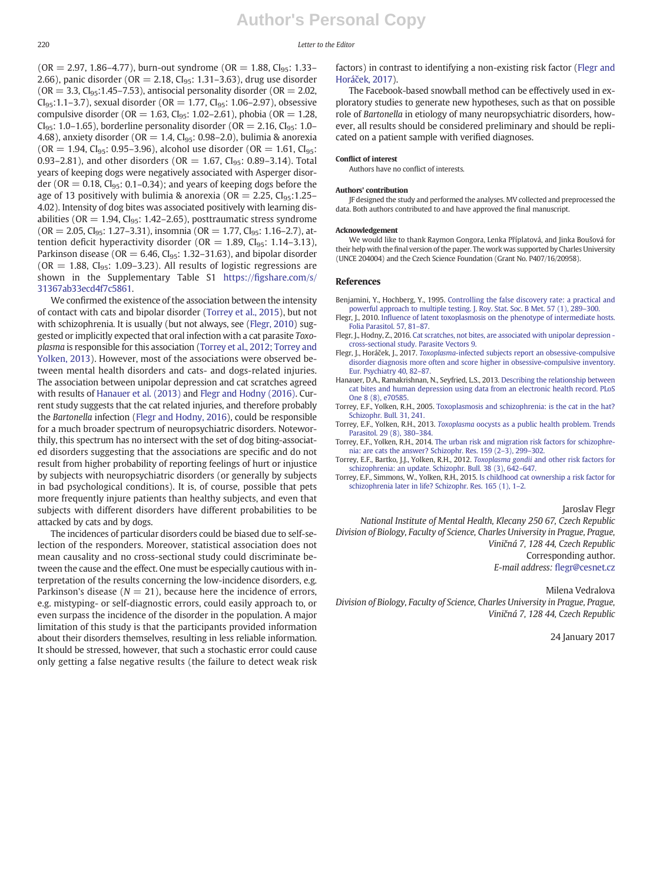(OR = 2.97, 1.86–4.77), burn-out syndrome (OR = 1.88, $CI_{95}$: 1.33–2.66), panic disorder (OR = 2.18, $CI_{95}$: 1.31–3.63), drug use disorder (OR = 3.3, $CI_{95}$:1.45–7.53), antisocial personality disorder (OR = 2.02, $CI_{95}$:1.1–3.7), sexual disorder (OR = 1.77, $CI_{95}$: 1.06–2.97), obsessive compulsive disorder (OR = 1.63, $CI_{95}$: 1.02–2.61), phobia (OR = 1.28, $CI_{95}$: 1.0–1.65), borderline personality disorder (OR = 2.16, $CI_{95}$: 1.0–4.68), anxiety disorder (OR = 1.4, $CI_{95}$: 0.98–2.0), bulimia & anorexia (OR = 1.94, $CI_{95}$: 0.95–3.96), alcohol use disorder (OR = 1.61, $CI_{95}$: 0.93–2.81), and other disorders (OR = 1.67, $CI_{95}$: 0.89–3.14). Total years of keeping dogs were negatively associated with Asperger disorder (OR = 0.18, $CI_{95}$: 0.1–0.34); and years of keeping dogs before the age of 13 positively with bulimia & anorexia (OR = 2.25, $CI_{95}$:1.25–4.02). Intensity of dog bites was associated positively with learning disabilities (OR = 1.94, $CI_{95}$: 1.42–2.65), posttraumatic stress syndrome (OR = 2.05, $CI_{95}$: 1.27–3.31), insomnia (OR = 1.77, $CI_{95}$: 1.16–2.7), attention deficit hyperactivity disorder (OR = 1.89, $CI_{95}$: 1.14–3.13), Parkinson disease (OR = 6.46, $CI_{95}$: 1.32–31.63), and bipolar disorder (OR = 1.88, $CI_{95}$: 1.09–3.23). All results of logistic regressions are shown in the Supplementary Table S1 https://figshare.com/s/31367ab33ecd4f7c5861.

We confirmed the existence of the association between the intensity of contact with cats and bipolar disorder (Torrey et al., 2015), but not with schizophrenia. It is usually (but not always, see (Flegr, 2010) suggested or implicitly expected that oral infection with a cat parasite *Toxoplasma* is responsible for this association (Torrey et al., 2012; Torrey and Yolken, 2013). However, most of the associations were observed between mental health disorders and cats- and dogs-related injuries. The association between unipolar depression and cat scratches agreed with results of Hanauer et al. (2013) and Flegr and Hodny (2016). Current study suggests that the cat related injuries, and therefore probably the *Bartonella* infection (Flegr and Hodny, 2016), could be responsible for a much broader spectrum of neuropsychiatric disorders. Noteworthily, this spectrum has no intersect with the set of dog biting-associated disorders suggesting that the associations are specific and do not result from higher probability of reporting feelings of hurt or injustice by subjects with neuropsychiatric disorders (or generally by subjects in bad psychological conditions). It is, of course, possible that pets more frequently injure patients than healthy subjects, and even that subjects with different disorders have different probabilities to be attacked by cats and by dogs.

The incidences of particular disorders could be biased due to self-selection of the responders. Moreover, statistical association does not mean causality and no cross-sectional study could discriminate between the cause and the effect. One must be especially cautious with interpretation of the results concerning the low-incidence disorders, e.g. Parkinson's disease ($N = 21$), because here the incidence of errors, e.g. mistyping- or self-diagnostic errors, could easily approach to, or even surpass the incidence of the disorder in the population. A major limitation of this study is that the participants provided information about their disorders themselves, resulting in less reliable information. It should be stressed, however, that such a stochastic error could cause only getting a false negative results (the failure to detect weak risk factors) in contrast to identifying a non-existing risk factor (Flegr and Horáček, 2017).

The Facebook-based snowball method can be effectively used in exploratory studies to generate new hypotheses, such as that on possible role of *Bartonella* in etiology of many neuropsychiatric disorders, however, all results should be considered preliminary and should be replicated on a patient sample with verified diagnoses.

#### Conflict of interest

Authors have no conflict of interests.

#### Authors' contribution

JF designed the study and performed the analyses. MV collected and preprocessed the data. Both authors contributed to and have approved the final manuscript.

#### Acknowledgement

We would like to thank Raymon Gongora, Lenka Příplatová, and Jinka Boušová for their help with the final version of the paper. The work was supported by Charles University (UNCE 204004) and the Czech Science Foundation (Grant No. P407/16/20958).

## References

Benjamini, Y., Hochberg, Y., 1995. Controlling the false discovery rate: a practical and powerful approach to multiple testing. J. Roy. Stat. Soc. B Met. 57 (1), 289–300.

Flegr, J., 2010. Influence of latent toxoplasmosis on the phenotype of intermediate hosts. Folia Parasitol. 57, 81–87.

Flegr, J., Hodny, Z., 2016. Cat scratches, not bites, are associated with unipolar depression - cross-sectional study. Parasite Vectors 9.

Flegr, J., Horáček, J., 2017. *Toxoplasma*-infected subjects report an obsessive-compulsive disorder diagnosis more often and score higher in obsessive-compulsive inventory. Eur. Psychiatry 40, 82–87.

Hanauer, D.A., Ramakrishnan, N., Seyfried, L.S., 2013. Describing the relationship between cat bites and human depression using data from an electronic health record. PLoS One 8 (8), e70585.

Torrey, E.F., Yolken, R.H., 2005. Toxoplasmosis and schizophrenia: is the cat in the hat? Schizophr. Bull. 31, 241.

Torrey, E.F., Yolken, R.H., 2013. *Toxoplasma* oocysts as a public health problem. Trends Parasitol. 29 (8), 380–384.

Torrey, E.F., Yolken, R.H., 2014. The urban risk and migration risk factors for schizophrenia: are cats the answer? Schizophr. Res. 159 (2–3), 299–302.

Torrey, E.F., Bartko, J.J., Yolken, R.H., 2012. *Toxoplasma gondii* and other risk factors for schizophrenia: an update. Schizophr. Bull. 38 (3), 642–647.

Torrey, E.F., Simmons, W., Yolken, R.H., 2015. Is childhood cat ownership a risk factor for schizophrenia later in life? Schizophr. Res. 165 (1), 1–2.

Jaroslav Flegr
*National Institute of Mental Health, Klecany 250 67, Czech Republic*
*Division of Biology, Faculty of Science, Charles University in Prague, Prague, Viničná 7, 128 44, Czech Republic*
Corresponding author.
*E-mail address:* flegr@cesnet.cz

Milena Vedralova
*Division of Biology, Faculty of Science, Charles University in Prague, Prague, Viničná 7, 128 44, Czech Republic*

24 January 2017